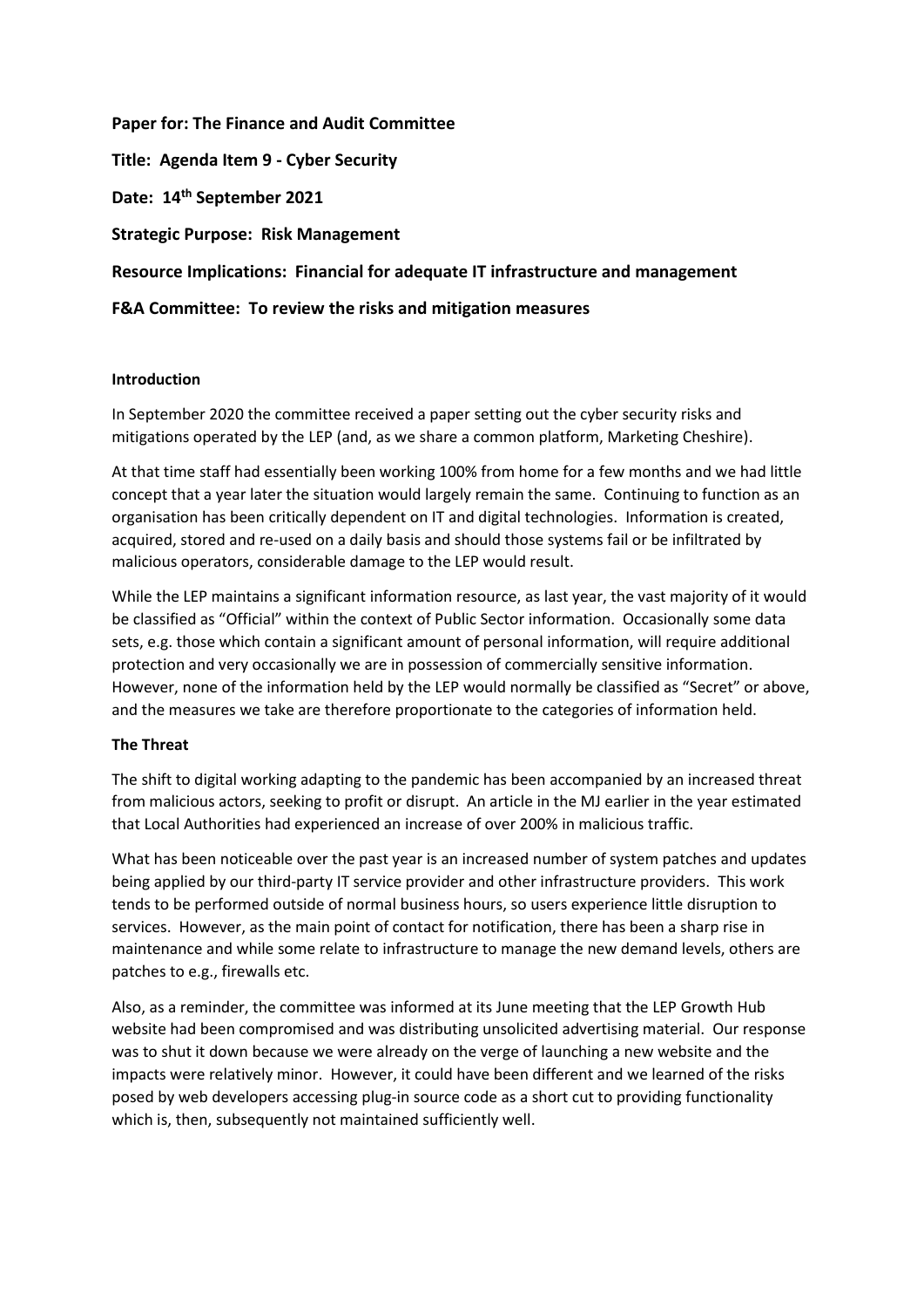**Paper for: The Finance and Audit Committee**

**Title: Agenda Item 9 - Cyber Security**

**Date: 14th September 2021**

**Strategic Purpose: Risk Management**

**Resource Implications: Financial for adequate IT infrastructure and management**

**F&A Committee: To review the risks and mitigation measures**

**Introduction**

In September 2020 the committee received a paper setting out the cyber security risks and mitigations operated by the LEP (and, as we share a common platform, Marketing Cheshire).

At that time staff had essentially been working 100% from home for a few months and we had little concept that a year later the situation would largely remain the same. Continuing to function as an organisation has been critically dependent on IT and digital technologies. Information is created, acquired, stored and re-used on a daily basis and should those systems fail or be infiltrated by malicious operators, considerable damage to the LEP would result.

While the LEP maintains a significant information resource, as last year, the vast majority of it would be classified as "Official" within the context of Public Sector information. Occasionally some data sets, e.g. those which contain a significant amount of personal information, will require additional protection and very occasionally we are in possession of commercially sensitive information. However, none of the information held by the LEP would normally be classified as "Secret" or above, and the measures we take are therefore proportionate to the categories of information held.

**The Threat**

The shift to digital working adapting to the pandemic has been accompanied by an increased threat from malicious actors, seeking to profit or disrupt. An article in the MJ earlier in the year estimated that Local Authorities had experienced an increase of over 200% in malicious traffic.

What has been noticeable over the past year is an increased number of system patches and updates being applied by our third-party IT service provider and other infrastructure providers. This work tends to be performed outside of normal business hours, so users experience little disruption to services. However, as the main point of contact for notification, there has been a sharp rise in maintenance and while some relate to infrastructure to manage the new demand levels, others are patches to e.g., firewalls etc.

Also, as a reminder, the committee was informed at its June meeting that the LEP Growth Hub website had been compromised and was distributing unsolicited advertising material. Our response was to shut it down because we were already on the verge of launching a new website and the impacts were relatively minor. However, it could have been different and we learned of the risks posed by web developers accessing plug-in source code as a short cut to providing functionality which is, then, subsequently not maintained sufficiently well.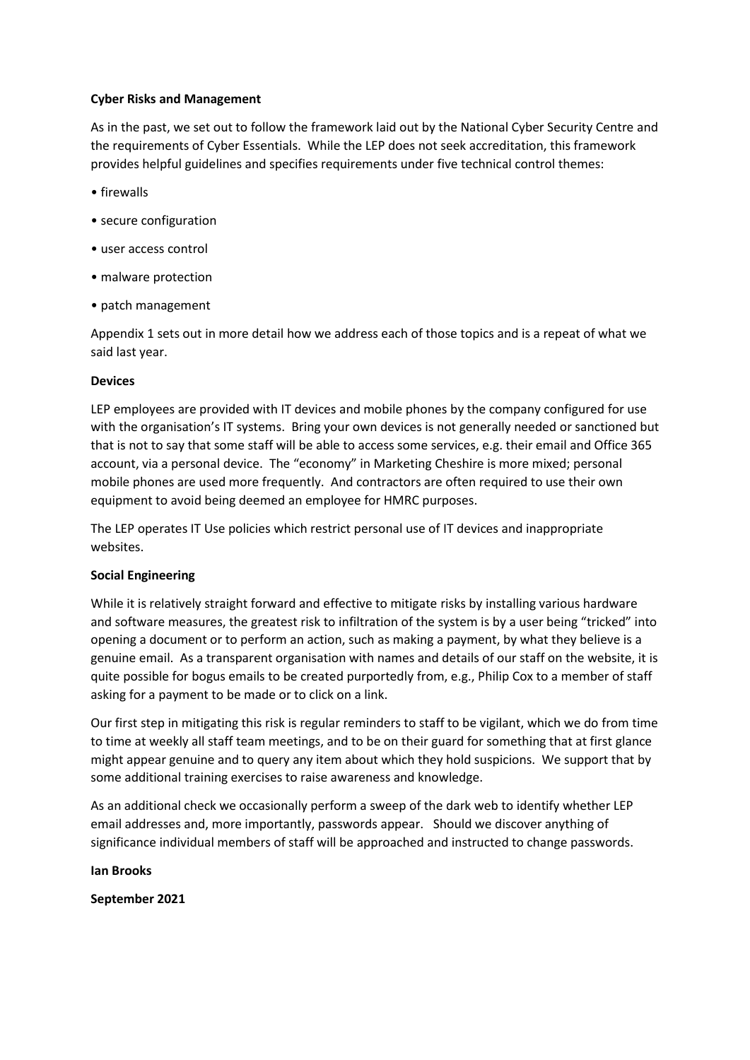**Cyber Risks and Management**

As in the past, we set out to follow the framework laid out by the National Cyber Security Centre and the requirements of Cyber Essentials. While the LEP does not seek accreditation, this framework provides helpful guidelines and specifies requirements under five technical control themes:

- firewalls
- secure configuration
- user access control
- malware protection
- patch management

Appendix 1 sets out in more detail how we address each of those topics and is a repeat of what we said last year.

**Devices**

LEP employees are provided with IT devices and mobile phones by the company configured for use with the organisation's IT systems. Bring your own devices is not generally needed or sanctioned but that is not to say that some staff will be able to access some services, e.g. their email and Office 365 account, via a personal device. The "economy" in Marketing Cheshire is more mixed; personal mobile phones are used more frequently. And contractors are often required to use their own equipment to avoid being deemed an employee for HMRC purposes.

The LEP operates IT Use policies which restrict personal use of IT devices and inappropriate websites.

**Social Engineering**

While it is relatively straight forward and effective to mitigate risks by installing various hardware and software measures, the greatest risk to infiltration of the system is by a user being "tricked" into opening a document or to perform an action, such as making a payment, by what they believe is a genuine email. As a transparent organisation with names and details of our staff on the website, it is quite possible for bogus emails to be created purportedly from, e.g., Philip Cox to a member of staff asking for a payment to be made or to click on a link.

Our first step in mitigating this risk is regular reminders to staff to be vigilant, which we do from time to time at weekly all staff team meetings, and to be on their guard for something that at first glance might appear genuine and to query any item about which they hold suspicions. We support that by some additional training exercises to raise awareness and knowledge.

As an additional check we occasionally perform a sweep of the dark web to identify whether LEP email addresses and, more importantly, passwords appear. Should we discover anything of significance individual members of staff will be approached and instructed to change passwords.

**Ian Brooks**

**September 2021**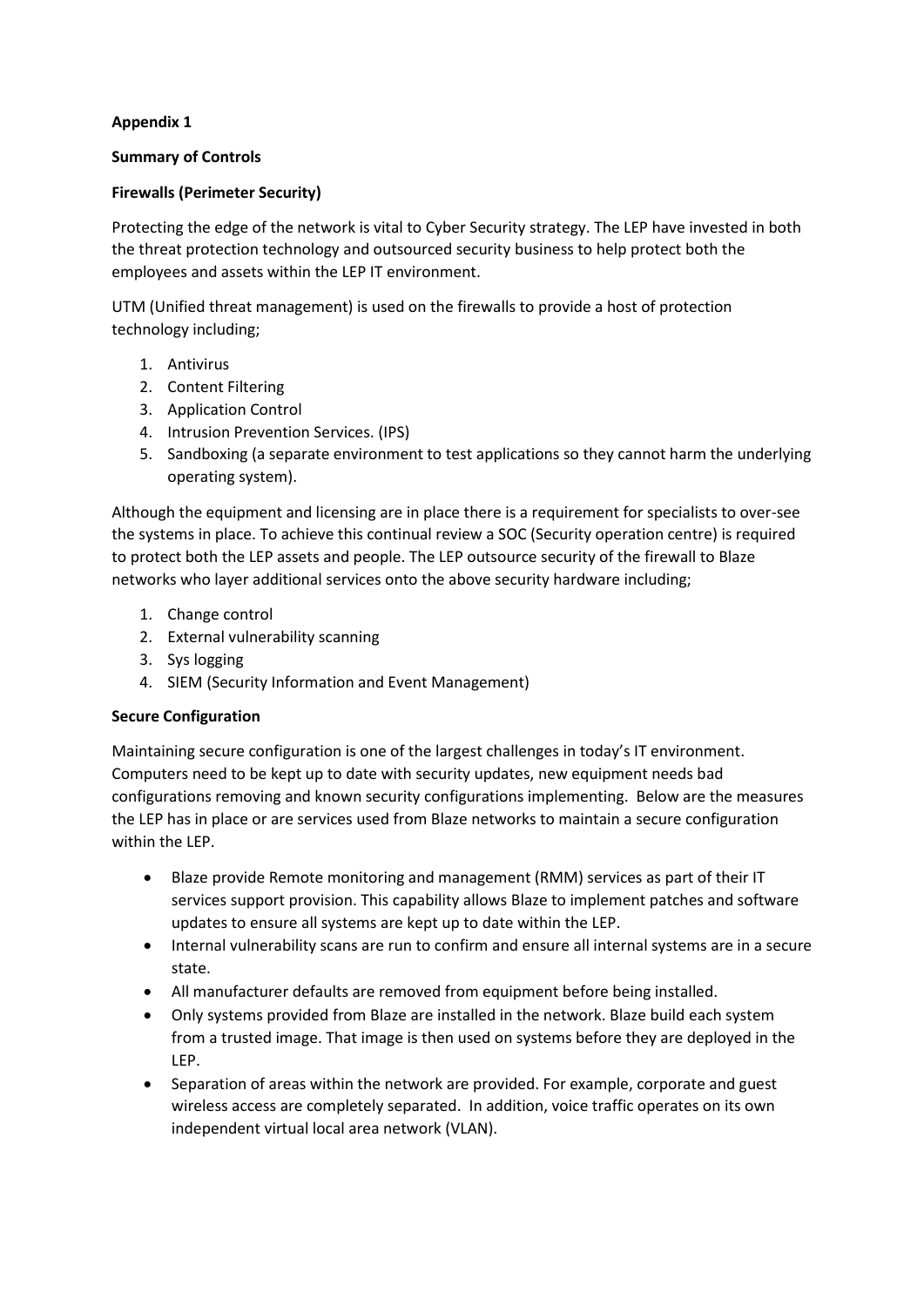**Appendix 1**

**Summary of Controls**

**Firewalls (Perimeter Security)**

Protecting the edge of the network is vital to Cyber Security strategy. The LEP have invested in both the threat protection technology and outsourced security business to help protect both the employees and assets within the LEP IT environment.

UTM (Unified threat management) is used on the firewalls to provide a host of protection technology including;

1. Antivirus
2. Content Filtering
3. Application Control
4. Intrusion Prevention Services. (IPS)
5. Sandboxing (a separate environment to test applications so they cannot harm the underlying operating system).

Although the equipment and licensing are in place there is a requirement for specialists to over-see the systems in place. To achieve this continual review a SOC (Security operation centre) is required to protect both the LEP assets and people. The LEP outsource security of the firewall to Blaze networks who layer additional services onto the above security hardware including;

1. Change control
2. External vulnerability scanning
3. Sys logging
4. SIEM (Security Information and Event Management)

**Secure Configuration**

Maintaining secure configuration is one of the largest challenges in today's IT environment. Computers need to be kept up to date with security updates, new equipment needs bad configurations removing and known security configurations implementing. Below are the measures the LEP has in place or are services used from Blaze networks to maintain a secure configuration within the LEP.

- Blaze provide Remote monitoring and management (RMM) services as part of their IT services support provision. This capability allows Blaze to implement patches and software updates to ensure all systems are kept up to date within the LEP.
- Internal vulnerability scans are run to confirm and ensure all internal systems are in a secure state.
- All manufacturer defaults are removed from equipment before being installed.
- Only systems provided from Blaze are installed in the network. Blaze build each system from a trusted image. That image is then used on systems before they are deployed in the LEP.
- Separation of areas within the network are provided. For example, corporate and guest wireless access are completely separated. In addition, voice traffic operates on its own independent virtual local area network (VLAN).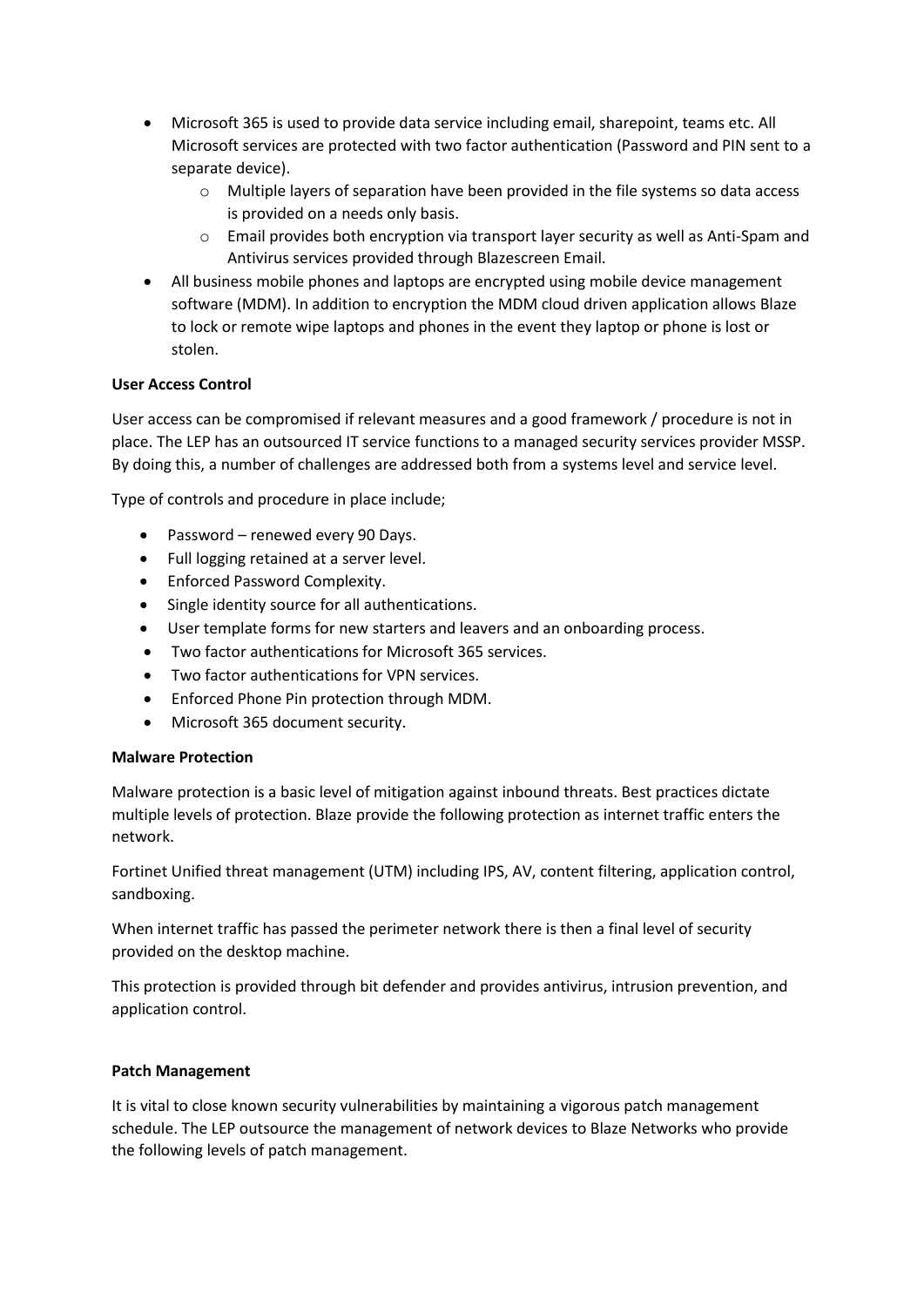- Microsoft 365 is used to provide data service including email, sharepoint, teams etc. All Microsoft services are protected with two factor authentication (Password and PIN sent to a separate device).
    - Multiple layers of separation have been provided in the file systems so data access is provided on a needs only basis.
    - Email provides both encryption via transport layer security as well as Anti-Spam and Antivirus services provided through Blazescreen Email.
- All business mobile phones and laptops are encrypted using mobile device management software (MDM). In addition to encryption the MDM cloud driven application allows Blaze to lock or remote wipe laptops and phones in the event they laptop or phone is lost or stolen.

**User Access Control**

User access can be compromised if relevant measures and a good framework / procedure is not in place. The LEP has an outsourced IT service functions to a managed security services provider MSSP. By doing this, a number of challenges are addressed both from a systems level and service level.

Type of controls and procedure in place include;

- Password – renewed every 90 Days.
- Full logging retained at a server level.
- Enforced Password Complexity.
- Single identity source for all authentications.
- User template forms for new starters and leavers and an onboarding process.
- Two factor authentications for Microsoft 365 services.
- Two factor authentications for VPN services.
- Enforced Phone Pin protection through MDM.
- Microsoft 365 document security.

**Malware Protection**

Malware protection is a basic level of mitigation against inbound threats. Best practices dictate multiple levels of protection. Blaze provide the following protection as internet traffic enters the network.

Fortinet Unified threat management (UTM) including IPS, AV, content filtering, application control, sandboxing.

When internet traffic has passed the perimeter network there is then a final level of security provided on the desktop machine.

This protection is provided through bit defender and provides antivirus, intrusion prevention, and application control.

**Patch Management**

It is vital to close known security vulnerabilities by maintaining a vigorous patch management schedule. The LEP outsource the management of network devices to Blaze Networks who provide the following levels of patch management.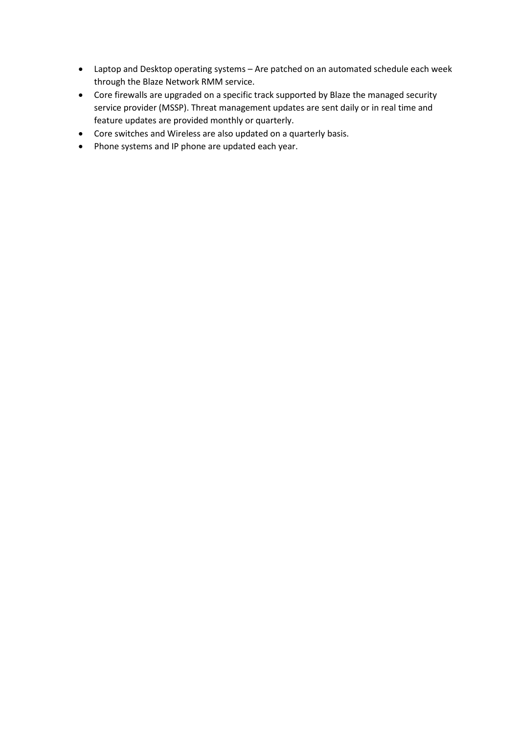- Laptop and Desktop operating systems – Are patched on an automated schedule each week through the Blaze Network RMM service.
- Core firewalls are upgraded on a specific track supported by Blaze the managed security service provider (MSSP). Threat management updates are sent daily or in real time and feature updates are provided monthly or quarterly.
- Core switches and Wireless are also updated on a quarterly basis.
- Phone systems and IP phone are updated each year.